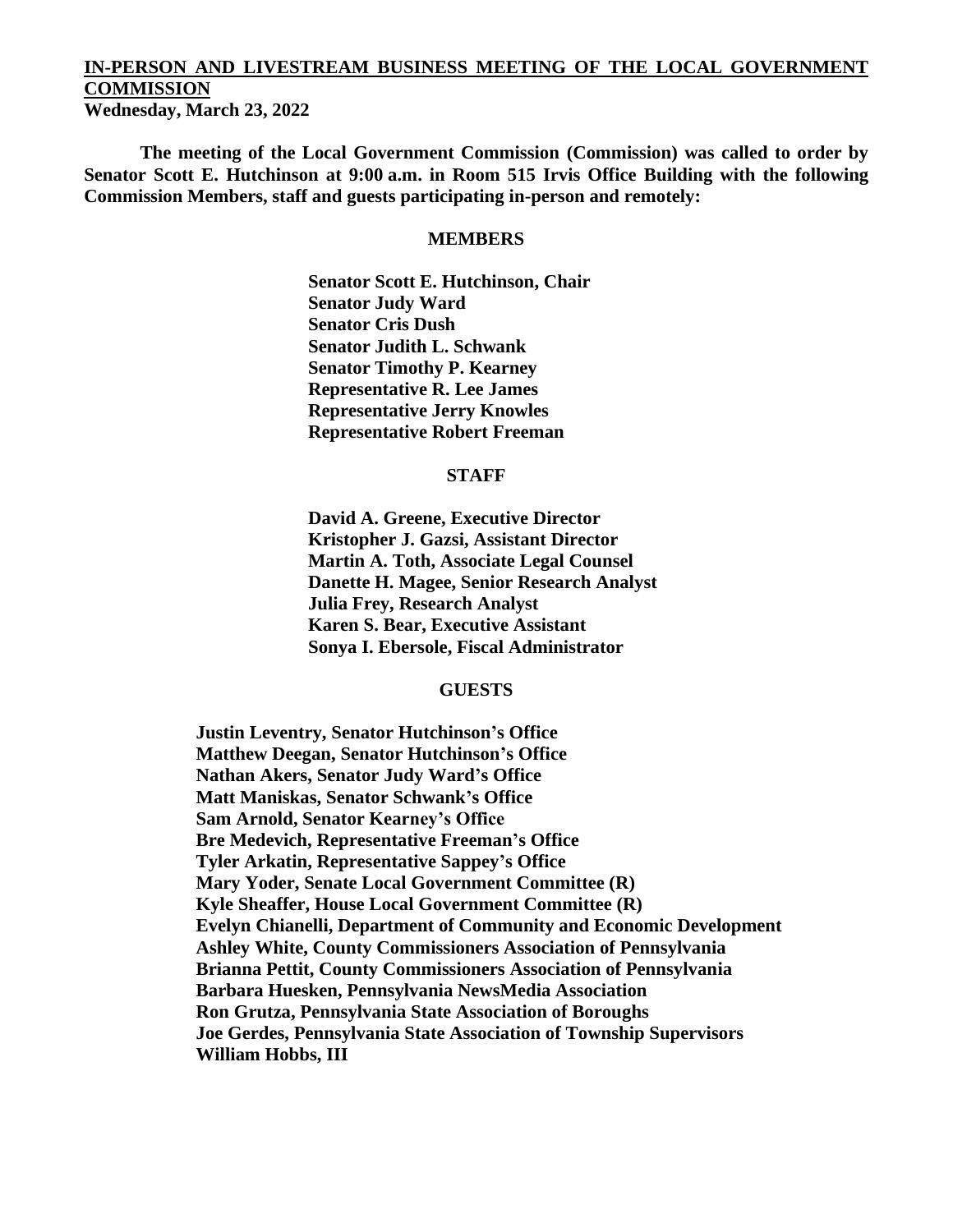**IN-PERSON AND LIVESTREAM BUSINESS MEETING OF THE LOCAL GOVERNMENT COMMISSION**
**Wednesday, March 23, 2022**

**The meeting of the Local Government Commission (Commission) was called to order by Senator Scott E. Hutchinson at 9:00 a.m. in Room 515 Irvis Office Building with the following Commission Members, staff and guests participating in-person and remotely:**

## MEMBERS

**Senator Scott E. Hutchinson, Chair**
**Senator Judy Ward**
**Senator Cris Dush**
**Senator Judith L. Schwank**
**Senator Timothy P. Kearney**
**Representative R. Lee James**
**Representative Jerry Knowles**
**Representative Robert Freeman**

## STAFF

**David A. Greene, Executive Director**
**Kristopher J. Gazsi, Assistant Director**
**Martin A. Toth, Associate Legal Counsel**
**Danette H. Magee, Senior Research Analyst**
**Julia Frey, Research Analyst**
**Karen S. Bear, Executive Assistant**
**Sonya I. Ebersole, Fiscal Administrator**

## GUESTS

**Justin Leventry, Senator Hutchinson's Office**
**Matthew Deegan, Senator Hutchinson's Office**
**Nathan Akers, Senator Judy Ward's Office**
**Matt Maniskas, Senator Schwank's Office**
**Sam Arnold, Senator Kearney's Office**
**Bre Medevich, Representative Freeman's Office**
**Tyler Arkatin, Representative Sappey's Office**
**Mary Yoder, Senate Local Government Committee (R)**
**Kyle Sheaffer, House Local Government Committee (R)**
**Evelyn Chianelli, Department of Community and Economic Development**
**Ashley White, County Commissioners Association of Pennsylvania**
**Brianna Pettit, County Commissioners Association of Pennsylvania**
**Barbara Huesken, Pennsylvania NewsMedia Association**
**Ron Grutza, Pennsylvania State Association of Boroughs**
**Joe Gerdes, Pennsylvania State Association of Township Supervisors**
**William Hobbs, III**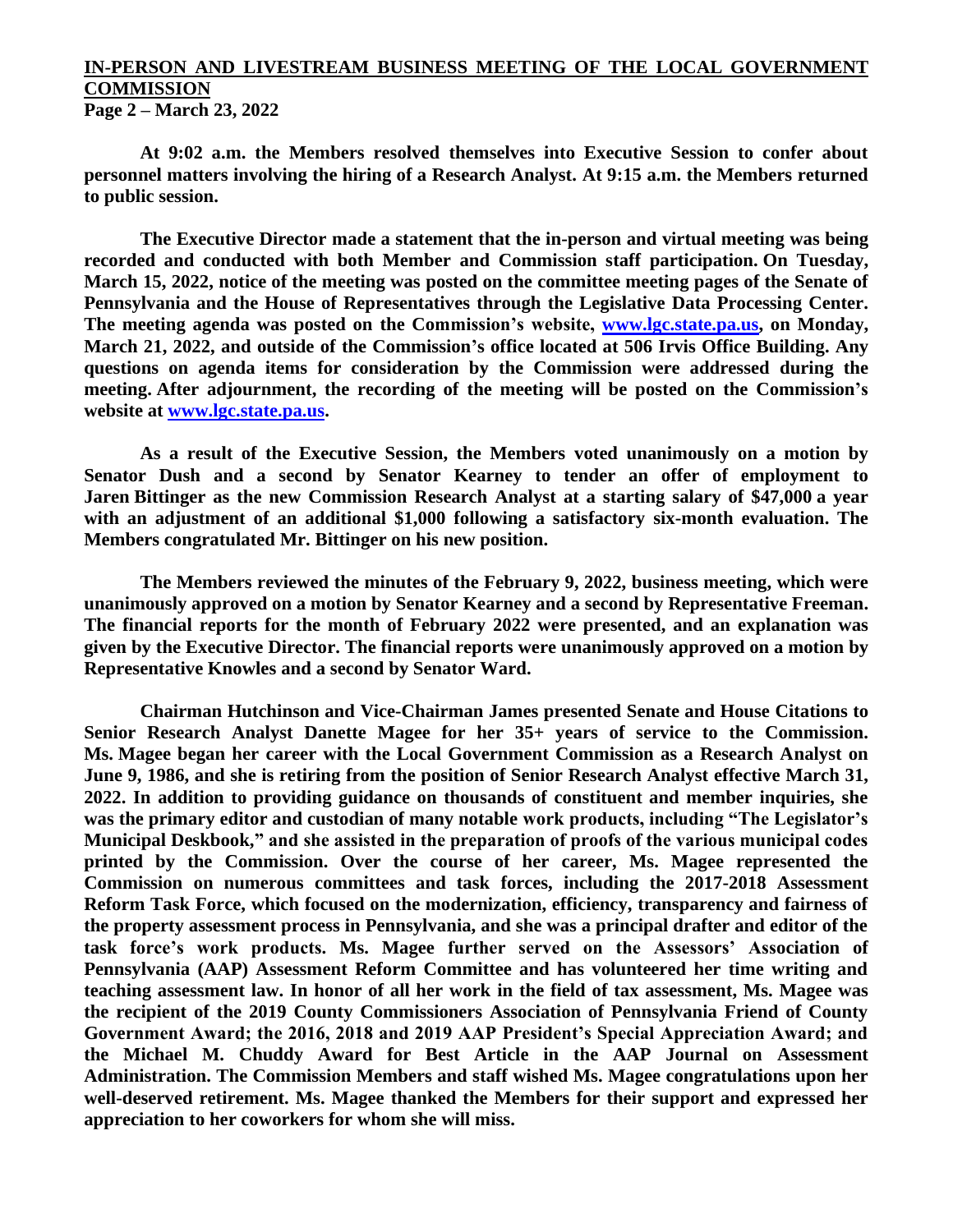**At 9:02 a.m. the Members resolved themselves into Executive Session to confer about personnel matters involving the hiring of a Research Analyst. At 9:15 a.m. the Members returned to public session.**

**The Executive Director made a statement that the in-person and virtual meeting was being recorded and conducted with both Member and Commission staff participation. On Tuesday, March 15, 2022, notice of the meeting was posted on the committee meeting pages of the Senate of Pennsylvania and the House of Representatives through the Legislative Data Processing Center. The meeting agenda was posted on the Commission's website, www.lgc.state.pa.us, on Monday, March 21, 2022, and outside of the Commission's office located at 506 Irvis Office Building. Any questions on agenda items for consideration by the Commission were addressed during the meeting. After adjournment, the recording of the meeting will be posted on the Commission's website at www.lgc.state.pa.us.**

**As a result of the Executive Session, the Members voted unanimously on a motion by Senator Dush and a second by Senator Kearney to tender an offer of employment to Jaren Bittinger as the new Commission Research Analyst at a starting salary of $47,000 a year with an adjustment of an additional $1,000 following a satisfactory six-month evaluation. The Members congratulated Mr. Bittinger on his new position.**

**The Members reviewed the minutes of the February 9, 2022, business meeting, which were unanimously approved on a motion by Senator Kearney and a second by Representative Freeman. The financial reports for the month of February 2022 were presented, and an explanation was given by the Executive Director. The financial reports were unanimously approved on a motion by Representative Knowles and a second by Senator Ward.**

**Chairman Hutchinson and Vice-Chairman James presented Senate and House Citations to Senior Research Analyst Danette Magee for her 35+ years of service to the Commission. Ms. Magee began her career with the Local Government Commission as a Research Analyst on June 9, 1986, and she is retiring from the position of Senior Research Analyst effective March 31, 2022. In addition to providing guidance on thousands of constituent and member inquiries, she was the primary editor and custodian of many notable work products, including "The Legislator's Municipal Deskbook," and she assisted in the preparation of proofs of the various municipal codes printed by the Commission. Over the course of her career, Ms. Magee represented the Commission on numerous committees and task forces, including the 2017-2018 Assessment Reform Task Force, which focused on the modernization, efficiency, transparency and fairness of the property assessment process in Pennsylvania, and she was a principal drafter and editor of the task force's work products. Ms. Magee further served on the Assessors' Association of Pennsylvania (AAP) Assessment Reform Committee and has volunteered her time writing and teaching assessment law. In honor of all her work in the field of tax assessment, Ms. Magee was the recipient of the 2019 County Commissioners Association of Pennsylvania Friend of County Government Award; the 2016, 2018 and 2019 AAP President's Special Appreciation Award; and the Michael M. Chuddy Award for Best Article in the AAP Journal on Assessment Administration. The Commission Members and staff wished Ms. Magee congratulations upon her well-deserved retirement. Ms. Magee thanked the Members for their support and expressed her appreciation to her coworkers for whom she will miss.**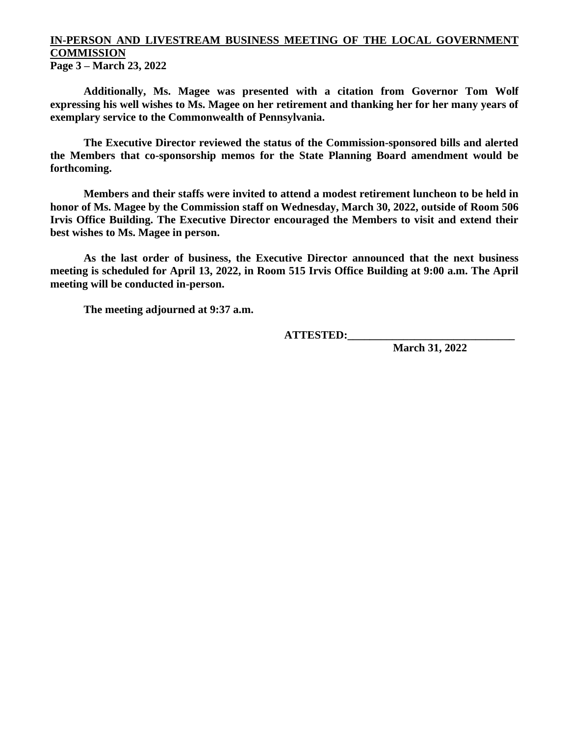**Additionally, Ms. Magee was presented with a citation from Governor Tom Wolf expressing his well wishes to Ms. Magee on her retirement and thanking her for her many years of exemplary service to the Commonwealth of Pennsylvania.**

**The Executive Director reviewed the status of the Commission-sponsored bills and alerted the Members that co-sponsorship memos for the State Planning Board amendment would be forthcoming.**

**Members and their staffs were invited to attend a modest retirement luncheon to be held in honor of Ms. Magee by the Commission staff on Wednesday, March 30, 2022, outside of Room 506 Irvis Office Building. The Executive Director encouraged the Members to visit and extend their best wishes to Ms. Magee in person.**

**As the last order of business, the Executive Director announced that the next business meeting is scheduled for April 13, 2022, in Room 515 Irvis Office Building at 9:00 a.m. The April meeting will be conducted in-person.**

**The meeting adjourned at 9:37 a.m.**

**ATTESTED:______________________________**

**March 31, 2022**